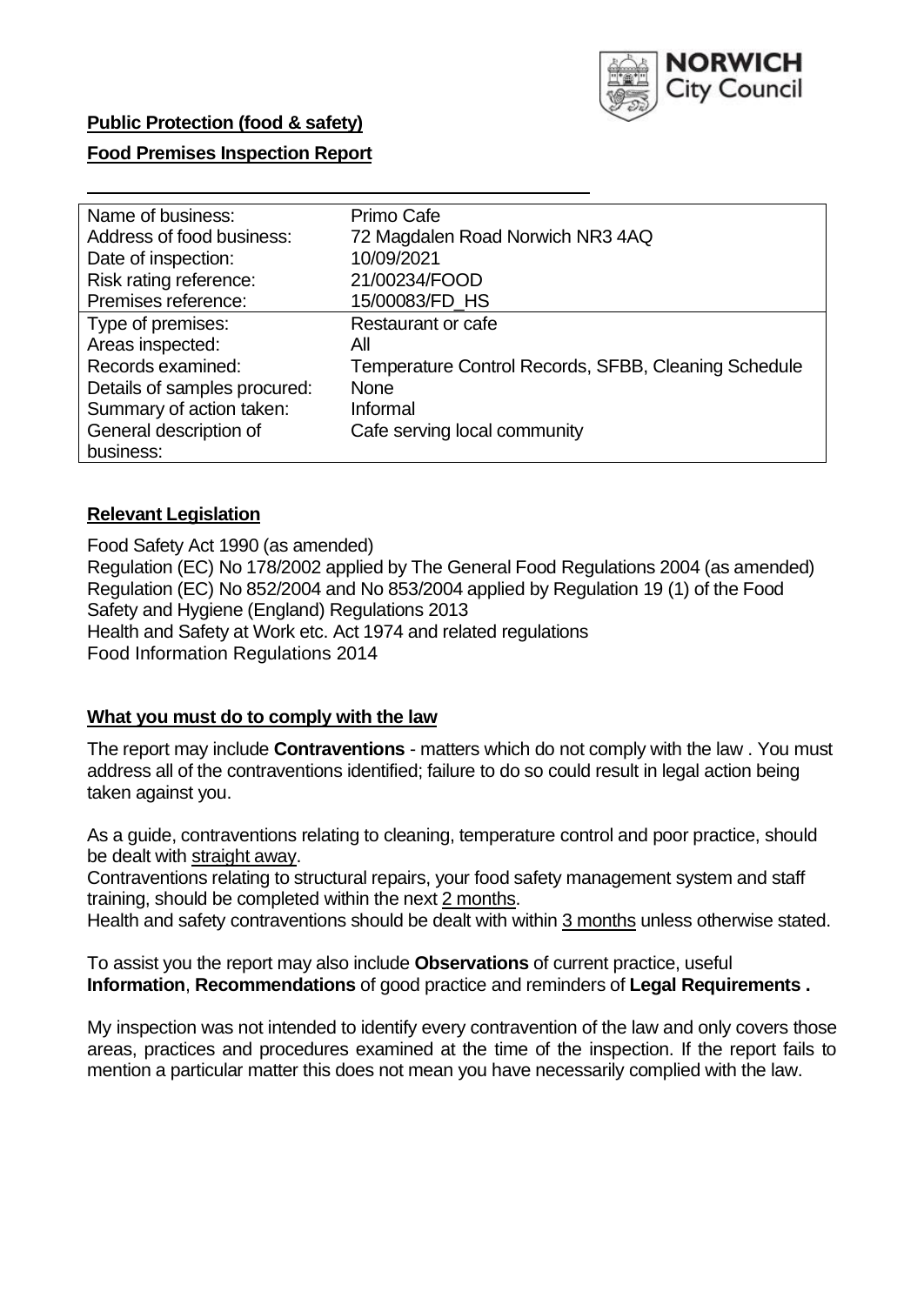**Public Protection (food & safety)**

**Food Premises Inspection Report**

| Name of business: | Primo Cafe |
|---|---|
| Address of food business: | 72 Magdalen Road Norwich NR3 4AQ |
| Date of inspection: | 10/09/2021 |
| Risk rating reference: | 21/00234/FOOD |
| Premises reference: | 15/00083/FD_HS |
| Type of premises: | Restaurant or cafe |
| Areas inspected: | All |
| Records examined: | Temperature Control Records, SFBB, Cleaning Schedule |
| Details of samples procured: | None |
| Summary of action taken: | Informal |
| General description of business: | Cafe serving local community |

## Relevant Legislation

Food Safety Act 1990 (as amended)
Regulation (EC) No 178/2002 applied by The General Food Regulations 2004 (as amended)
Regulation (EC) No 852/2004 and No 853/2004 applied by Regulation 19 (1) of the Food Safety and Hygiene (England) Regulations 2013
Health and Safety at Work etc. Act 1974 and related regulations
Food Information Regulations 2014

## What you must do to comply with the law

The report may include **Contraventions** - matters which do not comply with the law . You must address all of the contraventions identified; failure to do so could result in legal action being taken against you.

As a guide, contraventions relating to cleaning, temperature control and poor practice, should be dealt with straight away.

Contraventions relating to structural repairs, your food safety management system and staff training, should be completed within the next 2 months.

Health and safety contraventions should be dealt with within 3 months unless otherwise stated.

To assist you the report may also include **Observations** of current practice, useful **Information**, **Recommendations** of good practice and reminders of **Legal Requirements .**

My inspection was not intended to identify every contravention of the law and only covers those areas, practices and procedures examined at the time of the inspection. If the report fails to mention a particular matter this does not mean you have necessarily complied with the law.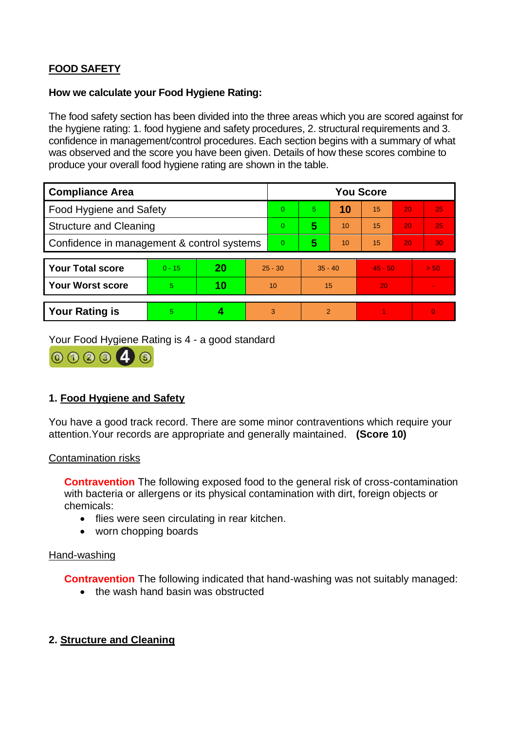## FOOD SAFETY

**How we calculate your Food Hygiene Rating:**

The food safety section has been divided into the three areas which you are scored against for the hygiene rating: 1. food hygiene and safety procedures, 2. structural requirements and 3. confidence in management/control procedures. Each section begins with a summary of what was observed and the score you have been given. Details of how these scores combine to produce your overall food hygiene rating are shown in the table.

| Compliance Area | You Score | | | | | |
|---|---|---|---|---|---|---|
| Food Hygiene and Safety | 0 | 5 | **10** | 15 | 20 | 25 |
| Structure and Cleaning | 0 | **5** | 10 | 15 | 20 | 25 |
| Confidence in management & control systems | 0 | **5** | 10 | 15 | 20 | 30 |

| | | | | | | |
|---|---|---|---|---|---|---|
| **Your Total score** | 0 - 15 | **20** | 25 - 30 | 35 - 40 | 45 - 50 | > 50 |
| **Your Worst score** | 5 | **10** | 10 | 15 | 20 | - |

| | | | | | | |
|---|---|---|---|---|---|---|
| **Your Rating is** | 5 | **4** | 3 | 2 | 1 | 0 |

Your Food Hygiene Rating is 4 - a good standard

0 1 2 3 **4** 5

### 1. Food Hygiene and Safety

You have a good track record. There are some minor contraventions which require your attention.Your records are appropriate and generally maintained. **(Score 10)**

Contamination risks

**Contravention** The following exposed food to the general risk of cross-contamination with bacteria or allergens or its physical contamination with dirt, foreign objects or chemicals:

- flies were seen circulating in rear kitchen.
- worn chopping boards

Hand-washing

**Contravention** The following indicated that hand-washing was not suitably managed:

- the wash hand basin was obstructed

### 2. Structure and Cleaning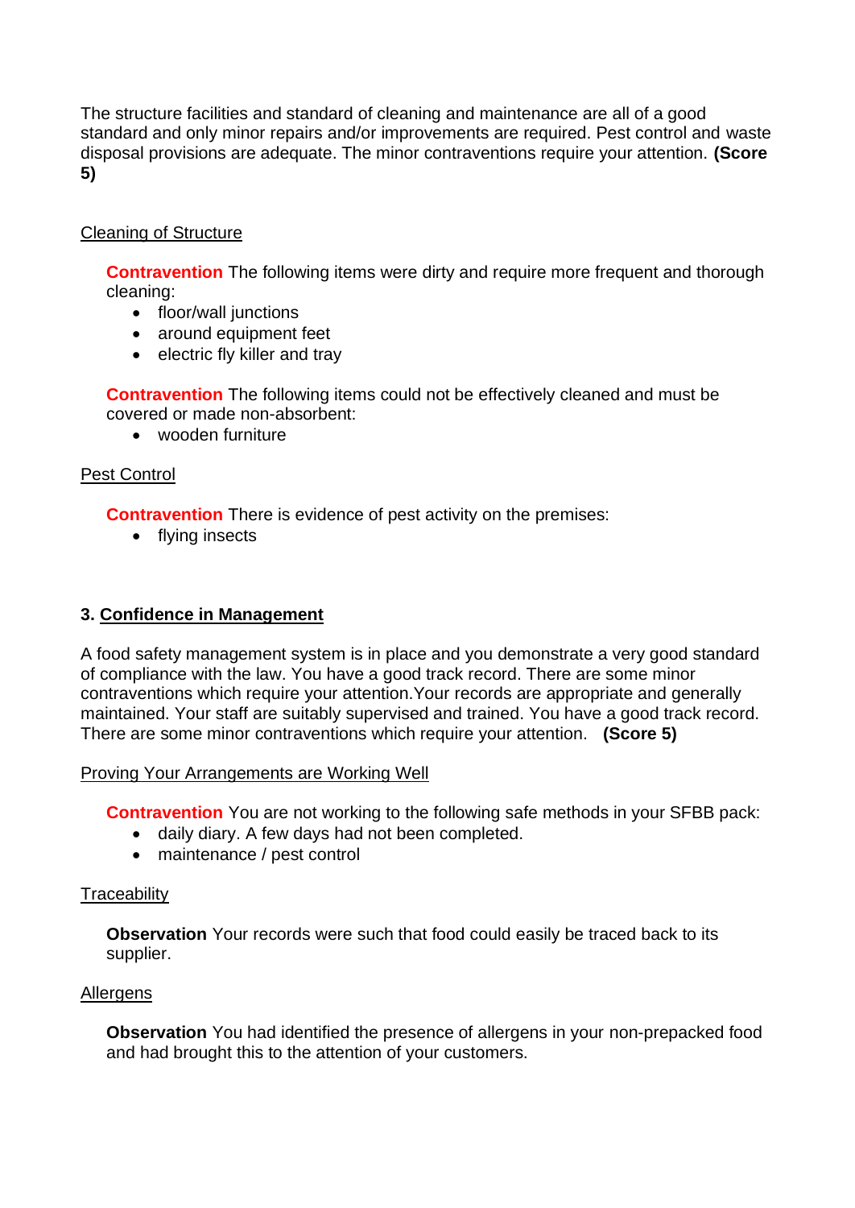The structure facilities and standard of cleaning and maintenance are all of a good standard and only minor repairs and/or improvements are required. Pest control and waste disposal provisions are adequate. The minor contraventions require your attention. **(Score 5)**

Cleaning of Structure

**Contravention** The following items were dirty and require more frequent and thorough cleaning:

- floor/wall junctions
- around equipment feet
- electric fly killer and tray

**Contravention** The following items could not be effectively cleaned and must be covered or made non-absorbent:

- wooden furniture

Pest Control

**Contravention** There is evidence of pest activity on the premises:

- flying insects

### 3. Confidence in Management

A food safety management system is in place and you demonstrate a very good standard of compliance with the law. You have a good track record. There are some minor contraventions which require your attention.Your records are appropriate and generally maintained. Your staff are suitably supervised and trained. You have a good track record. There are some minor contraventions which require your attention. **(Score 5)**

Proving Your Arrangements are Working Well

**Contravention** You are not working to the following safe methods in your SFBB pack:

- daily diary. A few days had not been completed.
- maintenance / pest control

Traceability

**Observation** Your records were such that food could easily be traced back to its supplier.

Allergens

**Observation** You had identified the presence of allergens in your non-prepacked food and had brought this to the attention of your customers.